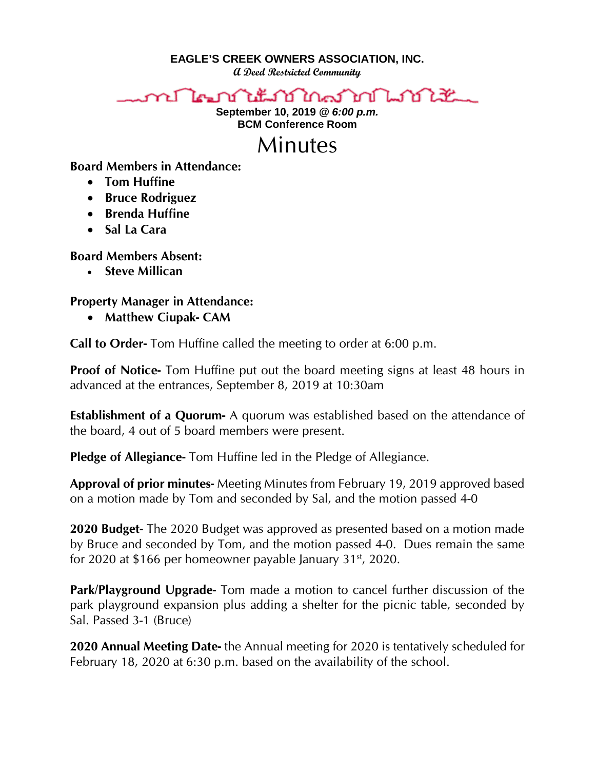**EAGLE'S CREEK OWNERS ASSOCIATION, INC.**

***A Deed Restricted Community***

**September 10, 2019 @ *6:00 p.m.***
**BCM Conference Room**

# Minutes

**Board Members in Attendance:**

- **Tom Huffine**
- **Bruce Rodriguez**
- **Brenda Huffine**
- **Sal La Cara**

**Board Members Absent:**

- **Steve Millican**

**Property Manager in Attendance:**

- **Matthew Ciupak- CAM**

**Call to Order-** Tom Huffine called the meeting to order at 6:00 p.m.

**Proof of Notice-** Tom Huffine put out the board meeting signs at least 48 hours in advanced at the entrances, September 8, 2019 at 10:30am

**Establishment of a Quorum-** A quorum was established based on the attendance of the board, 4 out of 5 board members were present.

**Pledge of Allegiance-** Tom Huffine led in the Pledge of Allegiance.

**Approval of prior minutes-** Meeting Minutes from February 19, 2019 approved based on a motion made by Tom and seconded by Sal, and the motion passed 4-0

**2020 Budget-** The 2020 Budget was approved as presented based on a motion made by Bruce and seconded by Tom, and the motion passed 4-0. Dues remain the same for 2020 at $166 per homeowner payable January 31st, 2020.

**Park/Playground Upgrade-** Tom made a motion to cancel further discussion of the park playground expansion plus adding a shelter for the picnic table, seconded by Sal. Passed 3-1 (Bruce)

**2020 Annual Meeting Date-** the Annual meeting for 2020 is tentatively scheduled for February 18, 2020 at 6:30 p.m. based on the availability of the school.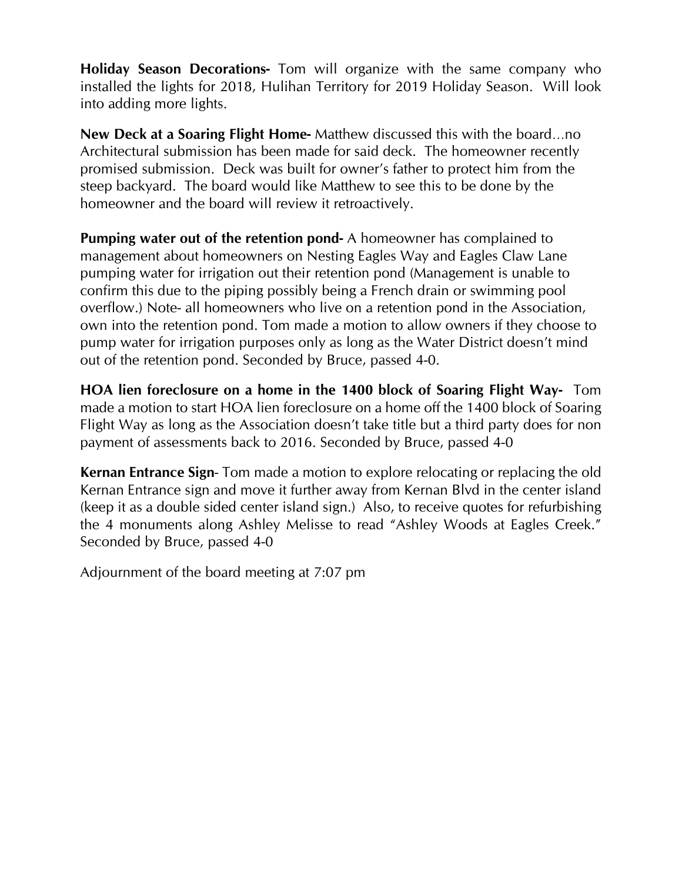**Holiday Season Decorations-** Tom will organize with the same company who installed the lights for 2018, Hulihan Territory for 2019 Holiday Season. Will look into adding more lights.

**New Deck at a Soaring Flight Home-** Matthew discussed this with the board…no Architectural submission has been made for said deck. The homeowner recently promised submission. Deck was built for owner's father to protect him from the steep backyard. The board would like Matthew to see this to be done by the homeowner and the board will review it retroactively.

**Pumping water out of the retention pond-** A homeowner has complained to management about homeowners on Nesting Eagles Way and Eagles Claw Lane pumping water for irrigation out their retention pond (Management is unable to confirm this due to the piping possibly being a French drain or swimming pool overflow.) Note- all homeowners who live on a retention pond in the Association, own into the retention pond. Tom made a motion to allow owners if they choose to pump water for irrigation purposes only as long as the Water District doesn't mind out of the retention pond. Seconded by Bruce, passed 4-0.

**HOA lien foreclosure on a home in the 1400 block of Soaring Flight Way-** Tom made a motion to start HOA lien foreclosure on a home off the 1400 block of Soaring Flight Way as long as the Association doesn't take title but a third party does for non payment of assessments back to 2016. Seconded by Bruce, passed 4-0

**Kernan Entrance Sign**- Tom made a motion to explore relocating or replacing the old Kernan Entrance sign and move it further away from Kernan Blvd in the center island (keep it as a double sided center island sign.) Also, to receive quotes for refurbishing the 4 monuments along Ashley Melisse to read "Ashley Woods at Eagles Creek." Seconded by Bruce, passed 4-0

Adjournment of the board meeting at 7:07 pm